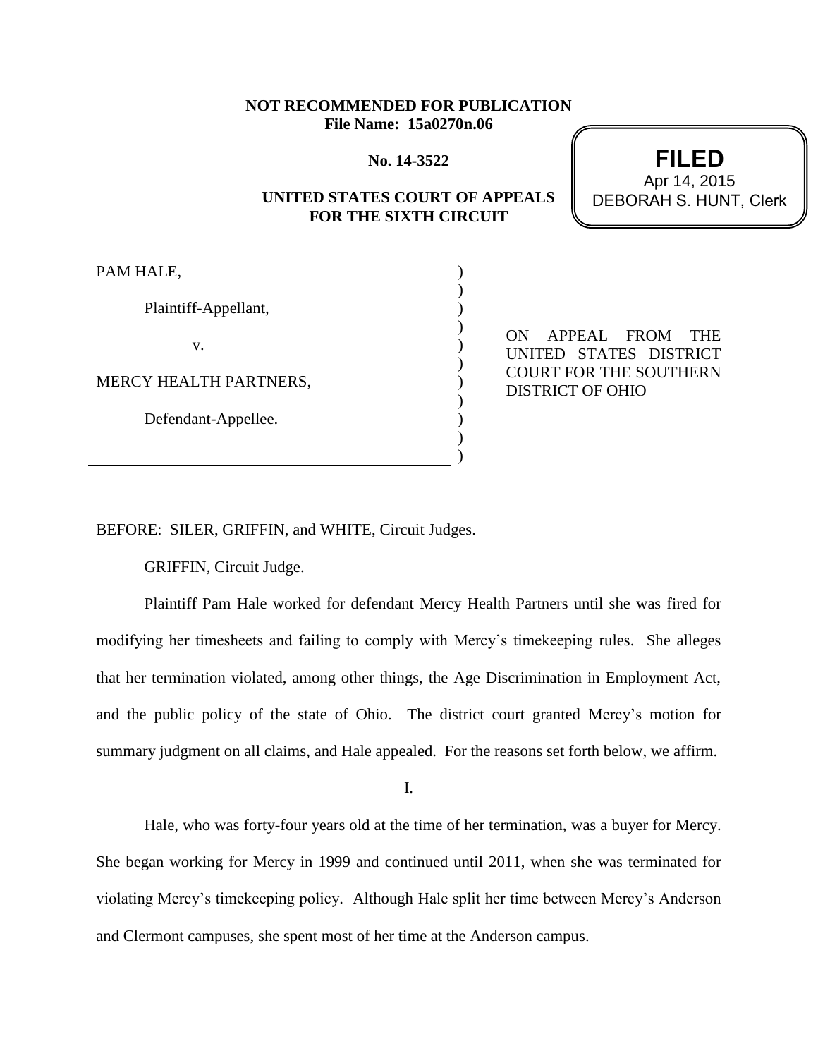**NOT RECOMMENDED FOR PUBLICATION**
**File Name: 15a0270n.06**

**No. 14-3522**

**UNITED STATES COURT OF APPEALS FOR THE SIXTH CIRCUIT**

**FILED**
Apr 14, 2015
DEBORAH S. HUNT, Clerk

PAM HALE,

Plaintiff-Appellant,

v.

MERCY HEALTH PARTNERS,

Defendant-Appellee.

ON APPEAL FROM THE UNITED STATES DISTRICT COURT FOR THE SOUTHERN DISTRICT OF OHIO

BEFORE: SILER, GRIFFIN, and WHITE, Circuit Judges.

GRIFFIN, Circuit Judge.

Plaintiff Pam Hale worked for defendant Mercy Health Partners until she was fired for modifying her timesheets and failing to comply with Mercy's timekeeping rules. She alleges that her termination violated, among other things, the Age Discrimination in Employment Act, and the public policy of the state of Ohio. The district court granted Mercy's motion for summary judgment on all claims, and Hale appealed. For the reasons set forth below, we affirm.

I.

Hale, who was forty-four years old at the time of her termination, was a buyer for Mercy. She began working for Mercy in 1999 and continued until 2011, when she was terminated for violating Mercy's timekeeping policy. Although Hale split her time between Mercy's Anderson and Clermont campuses, she spent most of her time at the Anderson campus.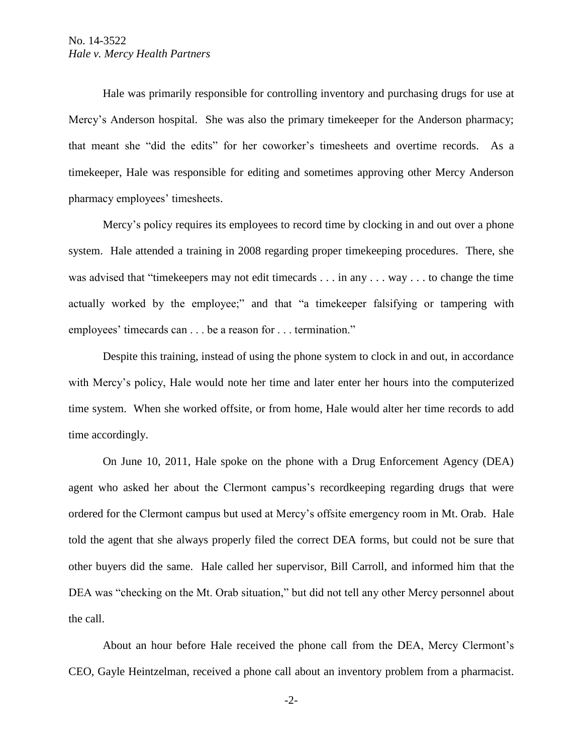Hale was primarily responsible for controlling inventory and purchasing drugs for use at Mercy's Anderson hospital. She was also the primary timekeeper for the Anderson pharmacy; that meant she "did the edits" for her coworker's timesheets and overtime records. As a timekeeper, Hale was responsible for editing and sometimes approving other Mercy Anderson pharmacy employees' timesheets.

Mercy's policy requires its employees to record time by clocking in and out over a phone system. Hale attended a training in 2008 regarding proper timekeeping procedures. There, she was advised that "timekeepers may not edit timecards . . . in any . . . way . . . to change the time actually worked by the employee;" and that "a timekeeper falsifying or tampering with employees' timecards can . . . be a reason for . . . termination."

Despite this training, instead of using the phone system to clock in and out, in accordance with Mercy's policy, Hale would note her time and later enter her hours into the computerized time system. When she worked offsite, or from home, Hale would alter her time records to add time accordingly.

On June 10, 2011, Hale spoke on the phone with a Drug Enforcement Agency (DEA) agent who asked her about the Clermont campus's recordkeeping regarding drugs that were ordered for the Clermont campus but used at Mercy's offsite emergency room in Mt. Orab. Hale told the agent that she always properly filed the correct DEA forms, but could not be sure that other buyers did the same. Hale called her supervisor, Bill Carroll, and informed him that the DEA was "checking on the Mt. Orab situation," but did not tell any other Mercy personnel about the call.

About an hour before Hale received the phone call from the DEA, Mercy Clermont's CEO, Gayle Heintzelman, received a phone call about an inventory problem from a pharmacist.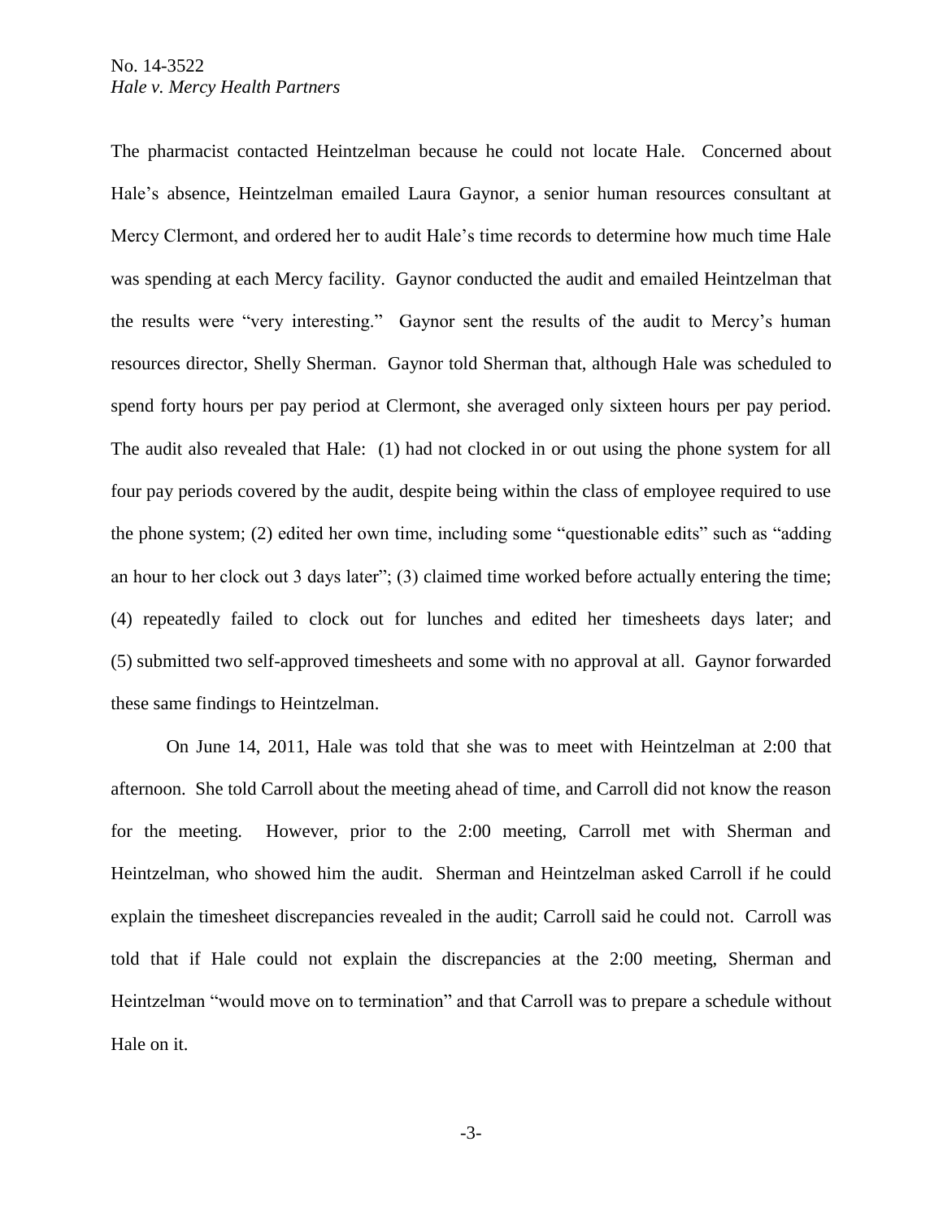The pharmacist contacted Heintzelman because he could not locate Hale. Concerned about Hale's absence, Heintzelman emailed Laura Gaynor, a senior human resources consultant at Mercy Clermont, and ordered her to audit Hale's time records to determine how much time Hale was spending at each Mercy facility. Gaynor conducted the audit and emailed Heintzelman that the results were "very interesting." Gaynor sent the results of the audit to Mercy's human resources director, Shelly Sherman. Gaynor told Sherman that, although Hale was scheduled to spend forty hours per pay period at Clermont, she averaged only sixteen hours per pay period. The audit also revealed that Hale: (1) had not clocked in or out using the phone system for all four pay periods covered by the audit, despite being within the class of employee required to use the phone system; (2) edited her own time, including some "questionable edits" such as "adding an hour to her clock out 3 days later"; (3) claimed time worked before actually entering the time; (4) repeatedly failed to clock out for lunches and edited her timesheets days later; and (5) submitted two self-approved timesheets and some with no approval at all. Gaynor forwarded these same findings to Heintzelman.

On June 14, 2011, Hale was told that she was to meet with Heintzelman at 2:00 that afternoon. She told Carroll about the meeting ahead of time, and Carroll did not know the reason for the meeting. However, prior to the 2:00 meeting, Carroll met with Sherman and Heintzelman, who showed him the audit. Sherman and Heintzelman asked Carroll if he could explain the timesheet discrepancies revealed in the audit; Carroll said he could not. Carroll was told that if Hale could not explain the discrepancies at the 2:00 meeting, Sherman and Heintzelman "would move on to termination" and that Carroll was to prepare a schedule without Hale on it.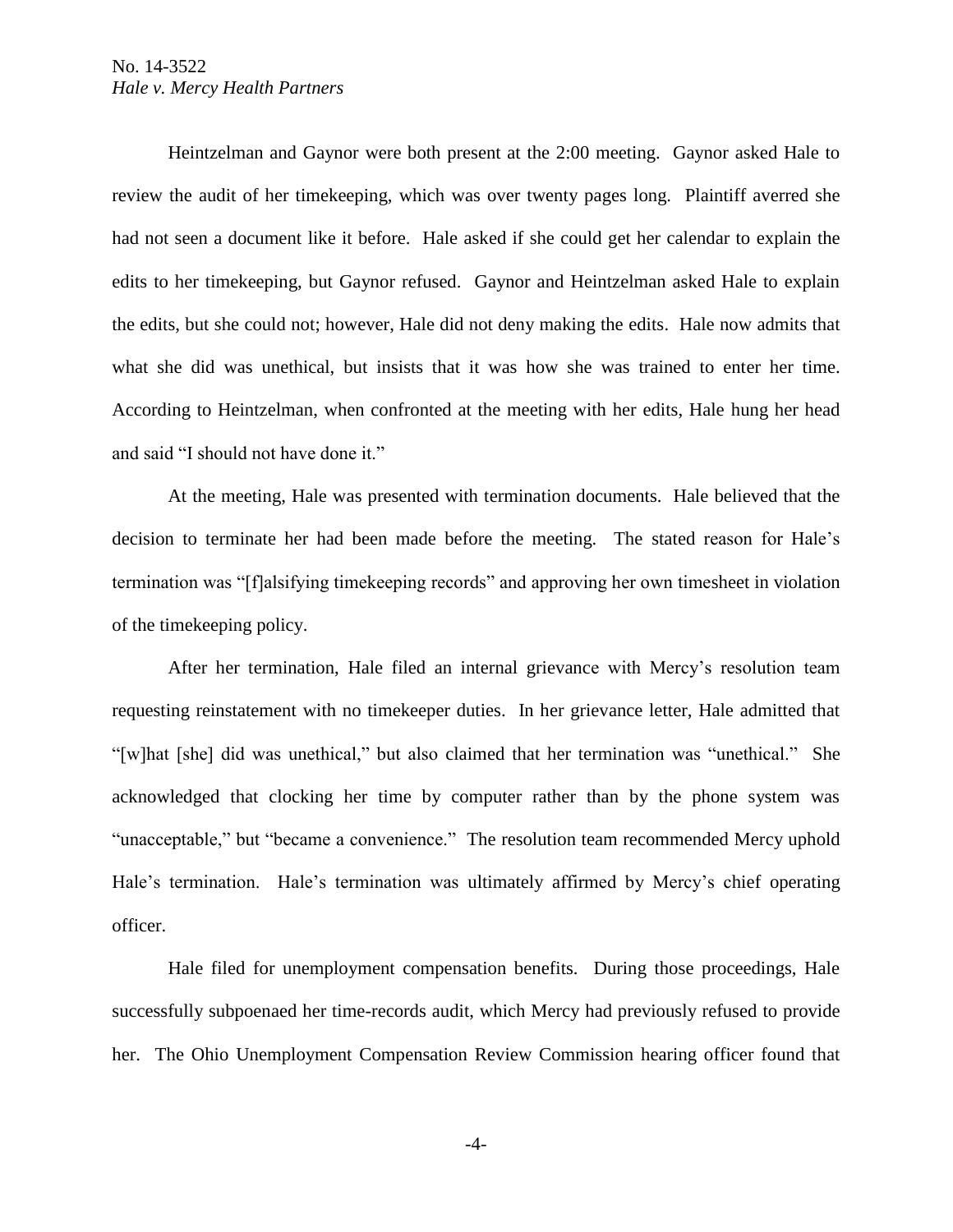Heintzelman and Gaynor were both present at the 2:00 meeting. Gaynor asked Hale to review the audit of her timekeeping, which was over twenty pages long. Plaintiff averred she had not seen a document like it before. Hale asked if she could get her calendar to explain the edits to her timekeeping, but Gaynor refused. Gaynor and Heintzelman asked Hale to explain the edits, but she could not; however, Hale did not deny making the edits. Hale now admits that what she did was unethical, but insists that it was how she was trained to enter her time. According to Heintzelman, when confronted at the meeting with her edits, Hale hung her head and said "I should not have done it."

At the meeting, Hale was presented with termination documents. Hale believed that the decision to terminate her had been made before the meeting. The stated reason for Hale's termination was "[f]alsifying timekeeping records" and approving her own timesheet in violation of the timekeeping policy.

After her termination, Hale filed an internal grievance with Mercy's resolution team requesting reinstatement with no timekeeper duties. In her grievance letter, Hale admitted that "[w]hat [she] did was unethical," but also claimed that her termination was "unethical." She acknowledged that clocking her time by computer rather than by the phone system was "unacceptable," but "became a convenience." The resolution team recommended Mercy uphold Hale's termination. Hale's termination was ultimately affirmed by Mercy's chief operating officer.

Hale filed for unemployment compensation benefits. During those proceedings, Hale successfully subpoenaed her time-records audit, which Mercy had previously refused to provide her. The Ohio Unemployment Compensation Review Commission hearing officer found that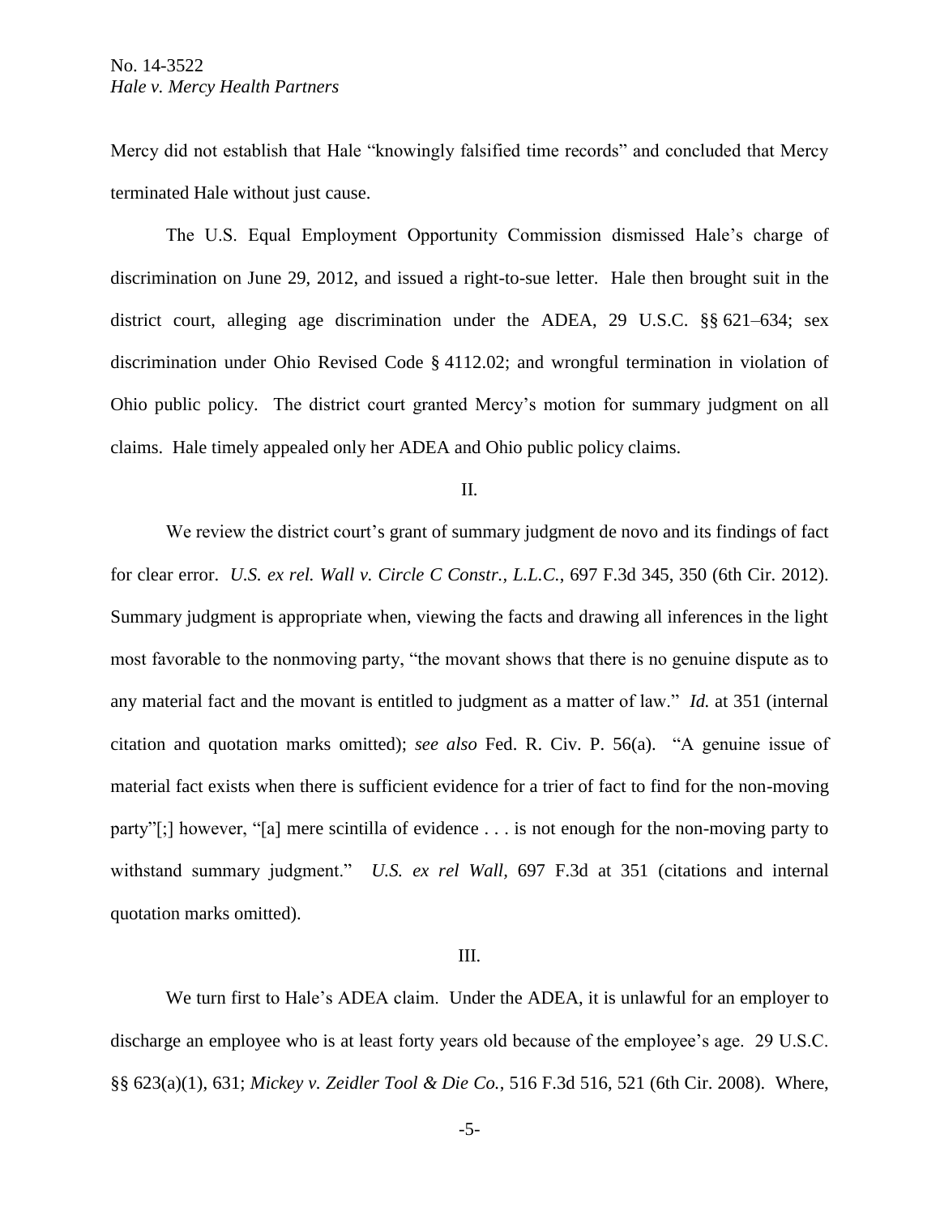Mercy did not establish that Hale "knowingly falsified time records" and concluded that Mercy terminated Hale without just cause.

The U.S. Equal Employment Opportunity Commission dismissed Hale's charge of discrimination on June 29, 2012, and issued a right-to-sue letter. Hale then brought suit in the district court, alleging age discrimination under the ADEA, 29 U.S.C. §§ 621–634; sex discrimination under Ohio Revised Code § 4112.02; and wrongful termination in violation of Ohio public policy. The district court granted Mercy's motion for summary judgment on all claims. Hale timely appealed only her ADEA and Ohio public policy claims.

## II.

We review the district court's grant of summary judgment de novo and its findings of fact for clear error. *U.S. ex rel. Wall v. Circle C Constr., L.L.C.*, 697 F.3d 345, 350 (6th Cir. 2012). Summary judgment is appropriate when, viewing the facts and drawing all inferences in the light most favorable to the nonmoving party, "the movant shows that there is no genuine dispute as to any material fact and the movant is entitled to judgment as a matter of law." *Id.* at 351 (internal citation and quotation marks omitted); *see also* Fed. R. Civ. P. 56(a). "A genuine issue of material fact exists when there is sufficient evidence for a trier of fact to find for the non-moving party"[;] however, "[a] mere scintilla of evidence . . . is not enough for the non-moving party to withstand summary judgment." *U.S. ex rel Wall*, 697 F.3d at 351 (citations and internal quotation marks omitted).

## III.

We turn first to Hale's ADEA claim. Under the ADEA, it is unlawful for an employer to discharge an employee who is at least forty years old because of the employee's age. 29 U.S.C. §§ 623(a)(1), 631; *Mickey v. Zeidler Tool & Die Co.*, 516 F.3d 516, 521 (6th Cir. 2008). Where,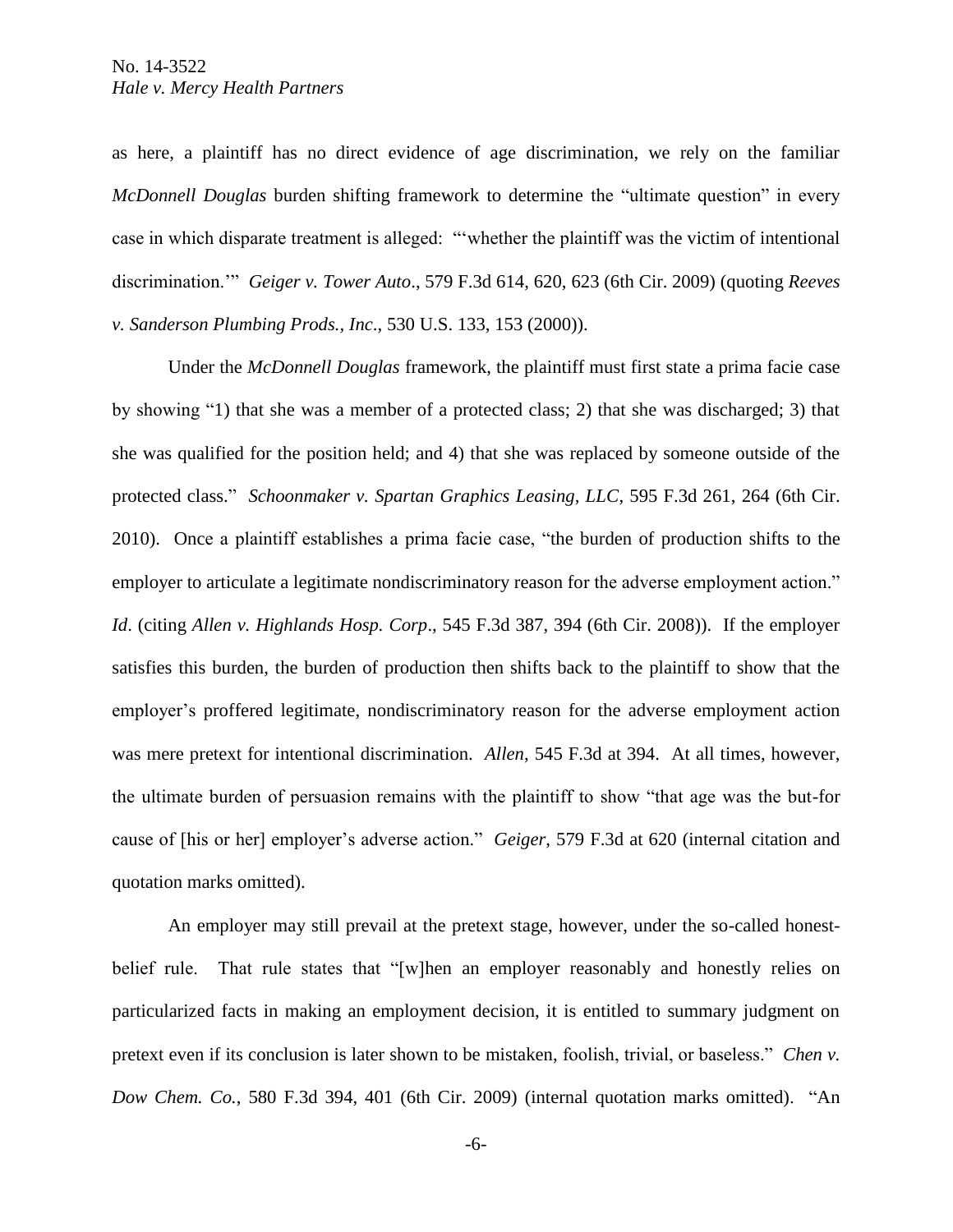as here, a plaintiff has no direct evidence of age discrimination, we rely on the familiar *McDonnell Douglas* burden shifting framework to determine the "ultimate question" in every case in which disparate treatment is alleged: "'whether the plaintiff was the victim of intentional discrimination.'" *Geiger v. Tower Auto*., 579 F.3d 614, 620, 623 (6th Cir. 2009) (quoting *Reeves v. Sanderson Plumbing Prods., Inc*., 530 U.S. 133, 153 (2000)).

Under the *McDonnell Douglas* framework, the plaintiff must first state a prima facie case by showing "1) that she was a member of a protected class; 2) that she was discharged; 3) that she was qualified for the position held; and 4) that she was replaced by someone outside of the protected class." *Schoonmaker v. Spartan Graphics Leasing, LLC*, 595 F.3d 261, 264 (6th Cir. 2010). Once a plaintiff establishes a prima facie case, "the burden of production shifts to the employer to articulate a legitimate nondiscriminatory reason for the adverse employment action." *Id*. (citing *Allen v. Highlands Hosp. Corp*., 545 F.3d 387, 394 (6th Cir. 2008)). If the employer satisfies this burden, the burden of production then shifts back to the plaintiff to show that the employer's proffered legitimate, nondiscriminatory reason for the adverse employment action was mere pretext for intentional discrimination. *Allen*, 545 F.3d at 394. At all times, however, the ultimate burden of persuasion remains with the plaintiff to show "that age was the but-for cause of [his or her] employer's adverse action." *Geiger*, 579 F.3d at 620 (internal citation and quotation marks omitted).

An employer may still prevail at the pretext stage, however, under the so-called honest-belief rule. That rule states that "[w]hen an employer reasonably and honestly relies on particularized facts in making an employment decision, it is entitled to summary judgment on pretext even if its conclusion is later shown to be mistaken, foolish, trivial, or baseless." *Chen v. Dow Chem. Co.*, 580 F.3d 394, 401 (6th Cir. 2009) (internal quotation marks omitted). "An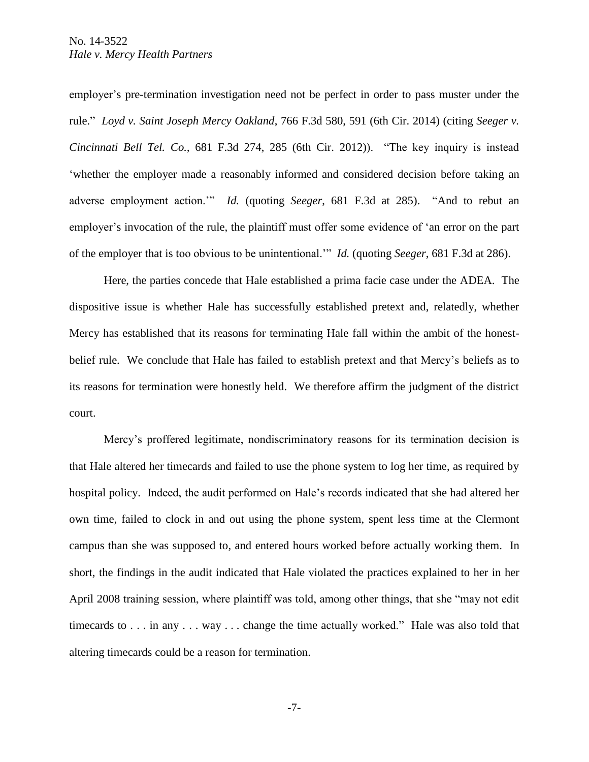employer's pre-termination investigation need not be perfect in order to pass muster under the rule." *Loyd v. Saint Joseph Mercy Oakland*, 766 F.3d 580, 591 (6th Cir. 2014) (citing *Seeger v. Cincinnati Bell Tel. Co.*, 681 F.3d 274, 285 (6th Cir. 2012)). "The key inquiry is instead 'whether the employer made a reasonably informed and considered decision before taking an adverse employment action.'" *Id.* (quoting *Seeger*, 681 F.3d at 285). "And to rebut an employer's invocation of the rule, the plaintiff must offer some evidence of 'an error on the part of the employer that is too obvious to be unintentional.'" *Id.* (quoting *Seeger*, 681 F.3d at 286).

Here, the parties concede that Hale established a prima facie case under the ADEA. The dispositive issue is whether Hale has successfully established pretext and, relatedly, whether Mercy has established that its reasons for terminating Hale fall within the ambit of the honest-belief rule. We conclude that Hale has failed to establish pretext and that Mercy's beliefs as to its reasons for termination were honestly held. We therefore affirm the judgment of the district court.

Mercy's proffered legitimate, nondiscriminatory reasons for its termination decision is that Hale altered her timecards and failed to use the phone system to log her time, as required by hospital policy. Indeed, the audit performed on Hale's records indicated that she had altered her own time, failed to clock in and out using the phone system, spent less time at the Clermont campus than she was supposed to, and entered hours worked before actually working them. In short, the findings in the audit indicated that Hale violated the practices explained to her in her April 2008 training session, where plaintiff was told, among other things, that she "may not edit timecards to . . . in any . . . way . . . change the time actually worked." Hale was also told that altering timecards could be a reason for termination.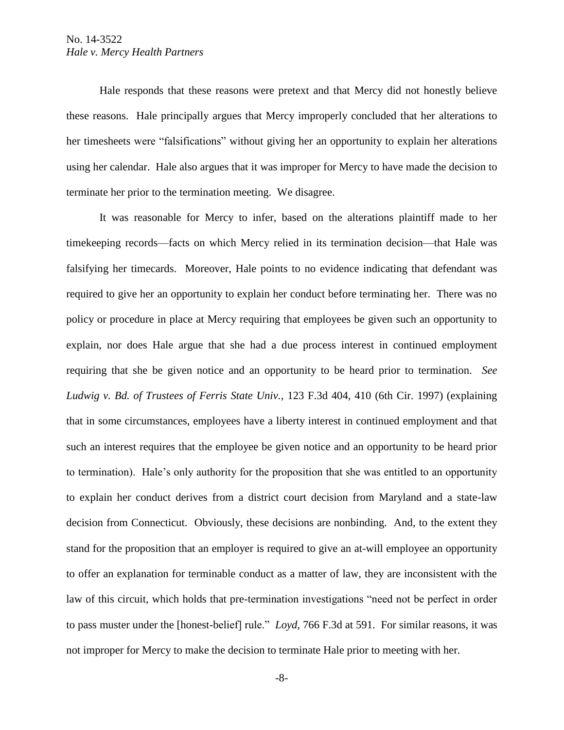Hale responds that these reasons were pretext and that Mercy did not honestly believe these reasons. Hale principally argues that Mercy improperly concluded that her alterations to her timesheets were "falsifications" without giving her an opportunity to explain her alterations using her calendar. Hale also argues that it was improper for Mercy to have made the decision to terminate her prior to the termination meeting. We disagree.

It was reasonable for Mercy to infer, based on the alterations plaintiff made to her timekeeping records—facts on which Mercy relied in its termination decision—that Hale was falsifying her timecards. Moreover, Hale points to no evidence indicating that defendant was required to give her an opportunity to explain her conduct before terminating her. There was no policy or procedure in place at Mercy requiring that employees be given such an opportunity to explain, nor does Hale argue that she had a due process interest in continued employment requiring that she be given notice and an opportunity to be heard prior to termination. *See Ludwig v. Bd. of Trustees of Ferris State Univ.*, 123 F.3d 404, 410 (6th Cir. 1997) (explaining that in some circumstances, employees have a liberty interest in continued employment and that such an interest requires that the employee be given notice and an opportunity to be heard prior to termination). Hale's only authority for the proposition that she was entitled to an opportunity to explain her conduct derives from a district court decision from Maryland and a state-law decision from Connecticut. Obviously, these decisions are nonbinding. And, to the extent they stand for the proposition that an employer is required to give an at-will employee an opportunity to offer an explanation for terminable conduct as a matter of law, they are inconsistent with the law of this circuit, which holds that pre-termination investigations "need not be perfect in order to pass muster under the [honest-belief] rule." *Loyd*, 766 F.3d at 591. For similar reasons, it was not improper for Mercy to make the decision to terminate Hale prior to meeting with her.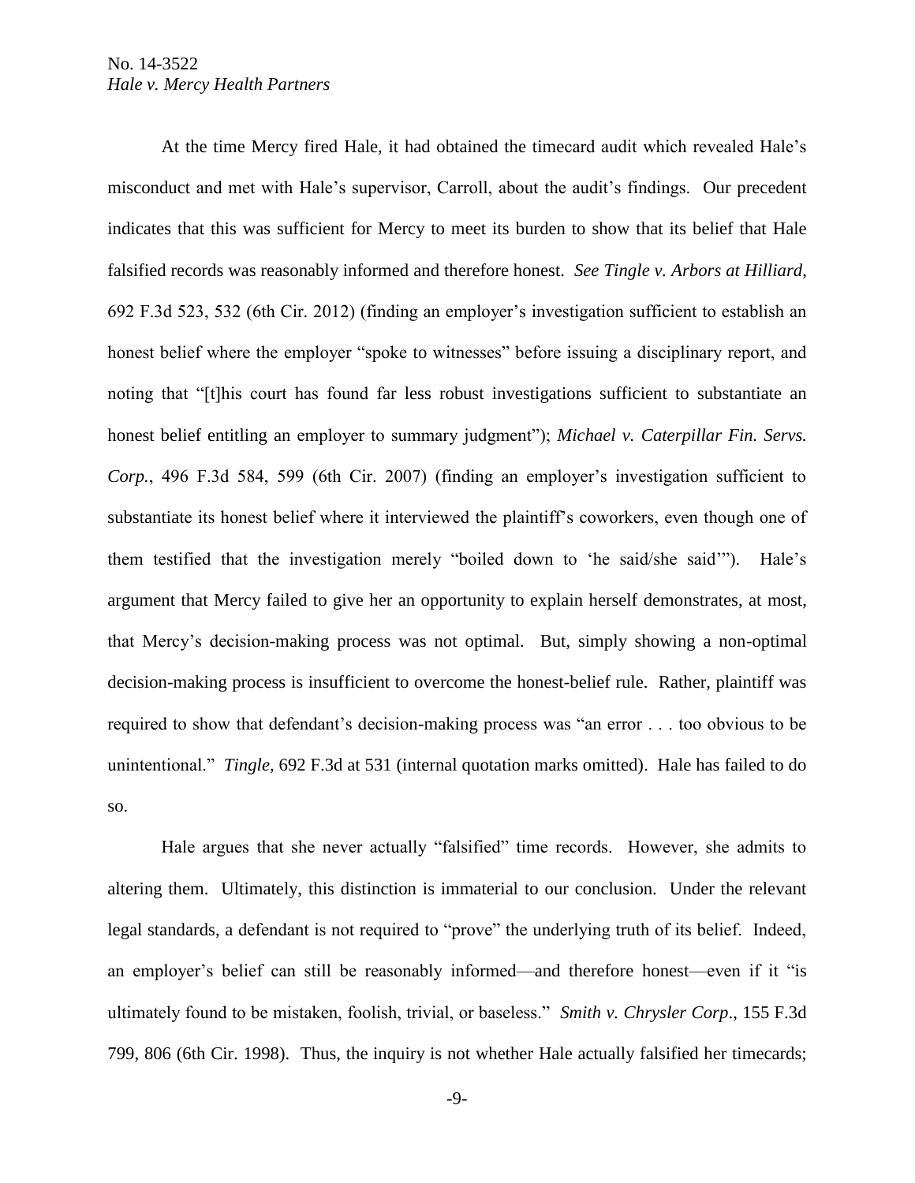At the time Mercy fired Hale, it had obtained the timecard audit which revealed Hale's misconduct and met with Hale's supervisor, Carroll, about the audit's findings. Our precedent indicates that this was sufficient for Mercy to meet its burden to show that its belief that Hale falsified records was reasonably informed and therefore honest. *See Tingle v. Arbors at Hilliard*, 692 F.3d 523, 532 (6th Cir. 2012) (finding an employer's investigation sufficient to establish an honest belief where the employer "spoke to witnesses" before issuing a disciplinary report, and noting that "[t]his court has found far less robust investigations sufficient to substantiate an honest belief entitling an employer to summary judgment"); *Michael v. Caterpillar Fin. Servs. Corp.*, 496 F.3d 584, 599 (6th Cir. 2007) (finding an employer's investigation sufficient to substantiate its honest belief where it interviewed the plaintiff's coworkers, even though one of them testified that the investigation merely "boiled down to 'he said/she said'"). Hale's argument that Mercy failed to give her an opportunity to explain herself demonstrates, at most, that Mercy's decision-making process was not optimal. But, simply showing a non-optimal decision-making process is insufficient to overcome the honest-belief rule. Rather, plaintiff was required to show that defendant's decision-making process was "an error . . . too obvious to be unintentional." *Tingle*, 692 F.3d at 531 (internal quotation marks omitted). Hale has failed to do so.

Hale argues that she never actually "falsified" time records. However, she admits to altering them. Ultimately, this distinction is immaterial to our conclusion. Under the relevant legal standards, a defendant is not required to "prove" the underlying truth of its belief. Indeed, an employer's belief can still be reasonably informed—and therefore honest—even if it "is ultimately found to be mistaken, foolish, trivial, or baseless." *Smith v. Chrysler Corp*., 155 F.3d 799, 806 (6th Cir. 1998). Thus, the inquiry is not whether Hale actually falsified her timecards;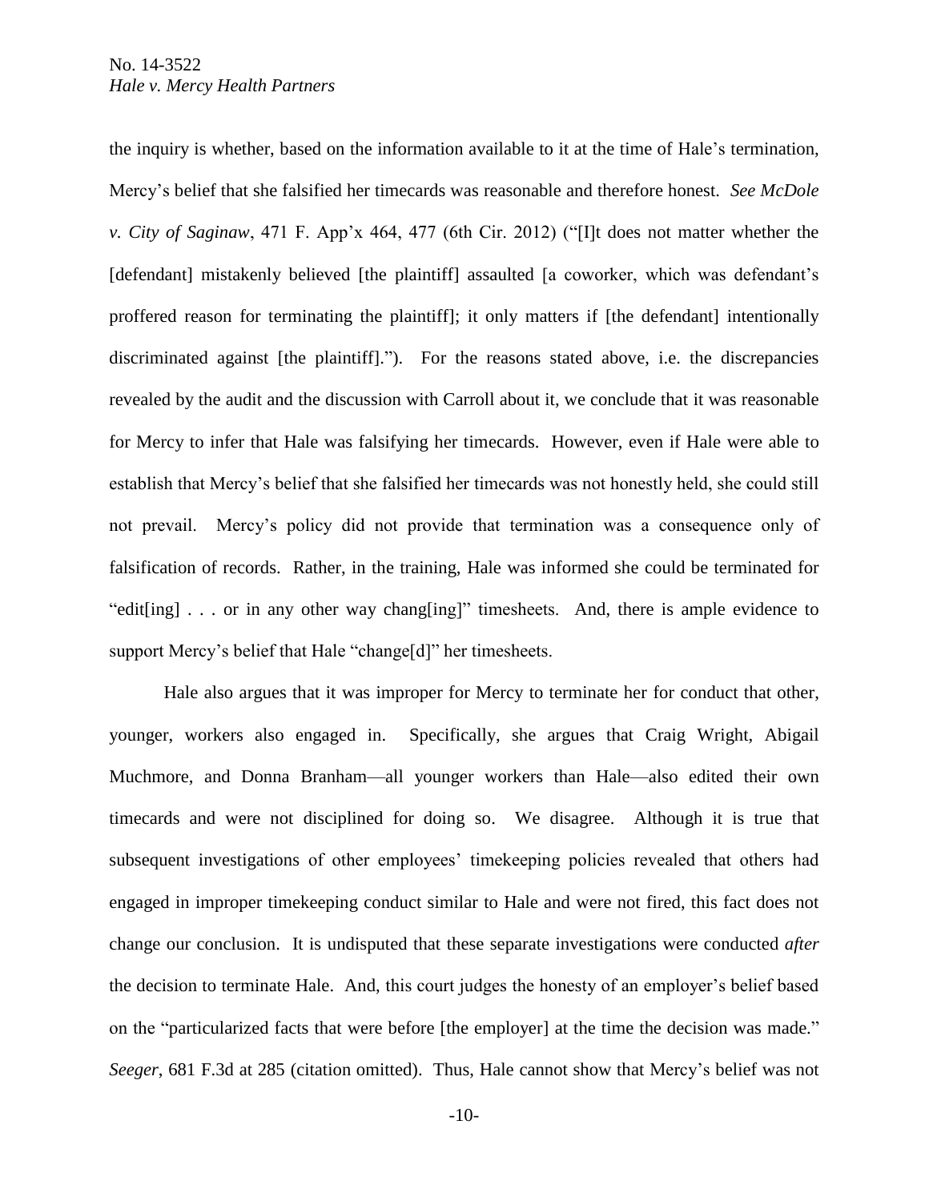the inquiry is whether, based on the information available to it at the time of Hale's termination, Mercy's belief that she falsified her timecards was reasonable and therefore honest. *See McDole v. City of Saginaw*, 471 F. App'x 464, 477 (6th Cir. 2012) ("[I]t does not matter whether the [defendant] mistakenly believed [the plaintiff] assaulted [a coworker, which was defendant's proffered reason for terminating the plaintiff]; it only matters if [the defendant] intentionally discriminated against [the plaintiff]."). For the reasons stated above, i.e. the discrepancies revealed by the audit and the discussion with Carroll about it, we conclude that it was reasonable for Mercy to infer that Hale was falsifying her timecards. However, even if Hale were able to establish that Mercy's belief that she falsified her timecards was not honestly held, she could still not prevail. Mercy's policy did not provide that termination was a consequence only of falsification of records. Rather, in the training, Hale was informed she could be terminated for "edit[ing] . . . or in any other way chang[ing]" timesheets. And, there is ample evidence to support Mercy's belief that Hale "change[d]" her timesheets.

Hale also argues that it was improper for Mercy to terminate her for conduct that other, younger, workers also engaged in. Specifically, she argues that Craig Wright, Abigail Muchmore, and Donna Branham—all younger workers than Hale—also edited their own timecards and were not disciplined for doing so. We disagree. Although it is true that subsequent investigations of other employees' timekeeping policies revealed that others had engaged in improper timekeeping conduct similar to Hale and were not fired, this fact does not change our conclusion. It is undisputed that these separate investigations were conducted *after* the decision to terminate Hale. And, this court judges the honesty of an employer's belief based on the "particularized facts that were before [the employer] at the time the decision was made." *Seeger*, 681 F.3d at 285 (citation omitted). Thus, Hale cannot show that Mercy's belief was not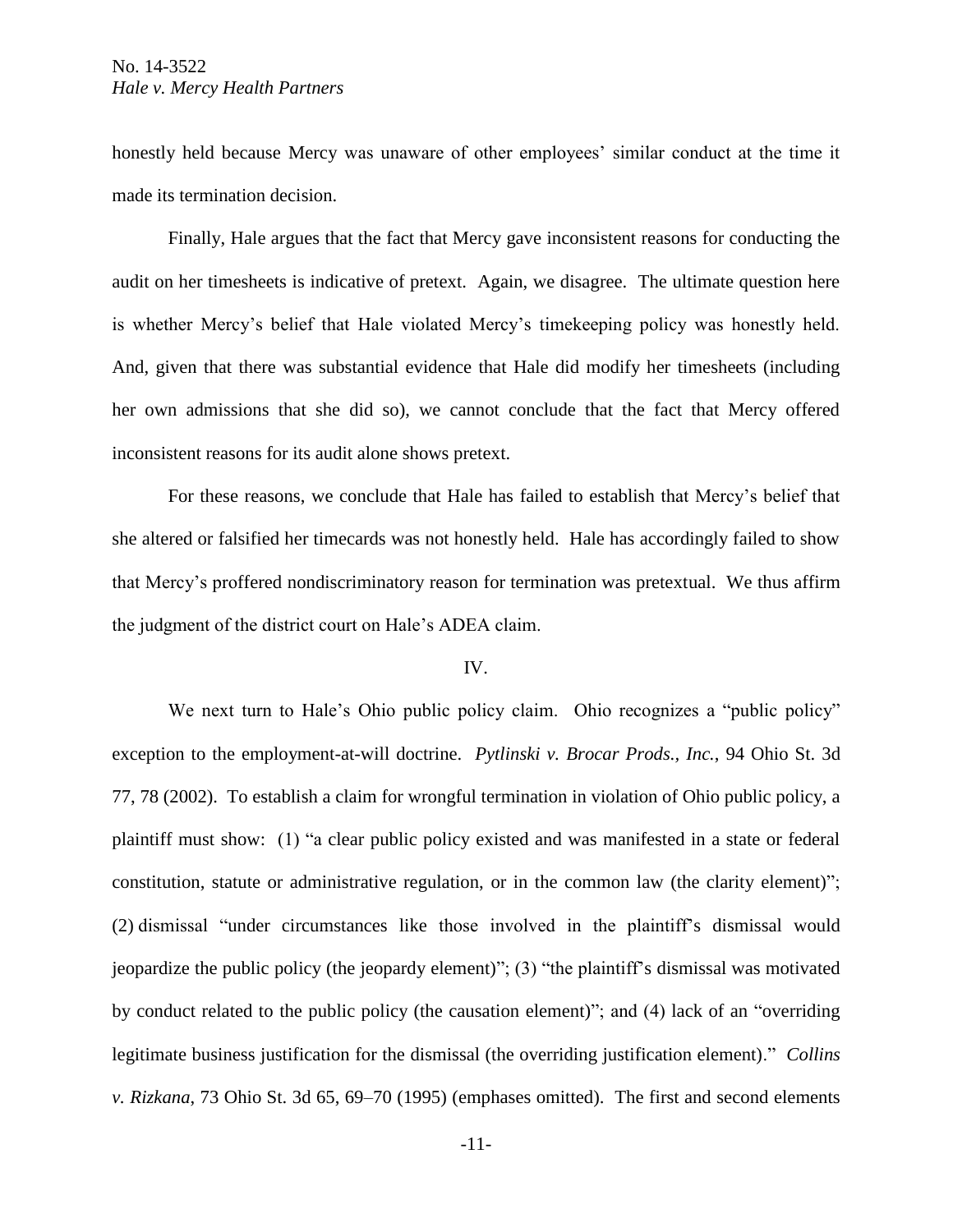honestly held because Mercy was unaware of other employees' similar conduct at the time it made its termination decision.

Finally, Hale argues that the fact that Mercy gave inconsistent reasons for conducting the audit on her timesheets is indicative of pretext. Again, we disagree. The ultimate question here is whether Mercy's belief that Hale violated Mercy's timekeeping policy was honestly held. And, given that there was substantial evidence that Hale did modify her timesheets (including her own admissions that she did so), we cannot conclude that the fact that Mercy offered inconsistent reasons for its audit alone shows pretext.

For these reasons, we conclude that Hale has failed to establish that Mercy's belief that she altered or falsified her timecards was not honestly held. Hale has accordingly failed to show that Mercy's proffered nondiscriminatory reason for termination was pretextual. We thus affirm the judgment of the district court on Hale's ADEA claim.

## IV.

We next turn to Hale's Ohio public policy claim. Ohio recognizes a "public policy" exception to the employment-at-will doctrine. *Pytlinski v. Brocar Prods., Inc.*, 94 Ohio St. 3d 77, 78 (2002). To establish a claim for wrongful termination in violation of Ohio public policy, a plaintiff must show: (1) "a clear public policy existed and was manifested in a state or federal constitution, statute or administrative regulation, or in the common law (the clarity element)"; (2) dismissal "under circumstances like those involved in the plaintiff's dismissal would jeopardize the public policy (the jeopardy element)"; (3) "the plaintiff's dismissal was motivated by conduct related to the public policy (the causation element)"; and (4) lack of an "overriding legitimate business justification for the dismissal (the overriding justification element)." *Collins v. Rizkana*, 73 Ohio St. 3d 65, 69–70 (1995) (emphases omitted). The first and second elements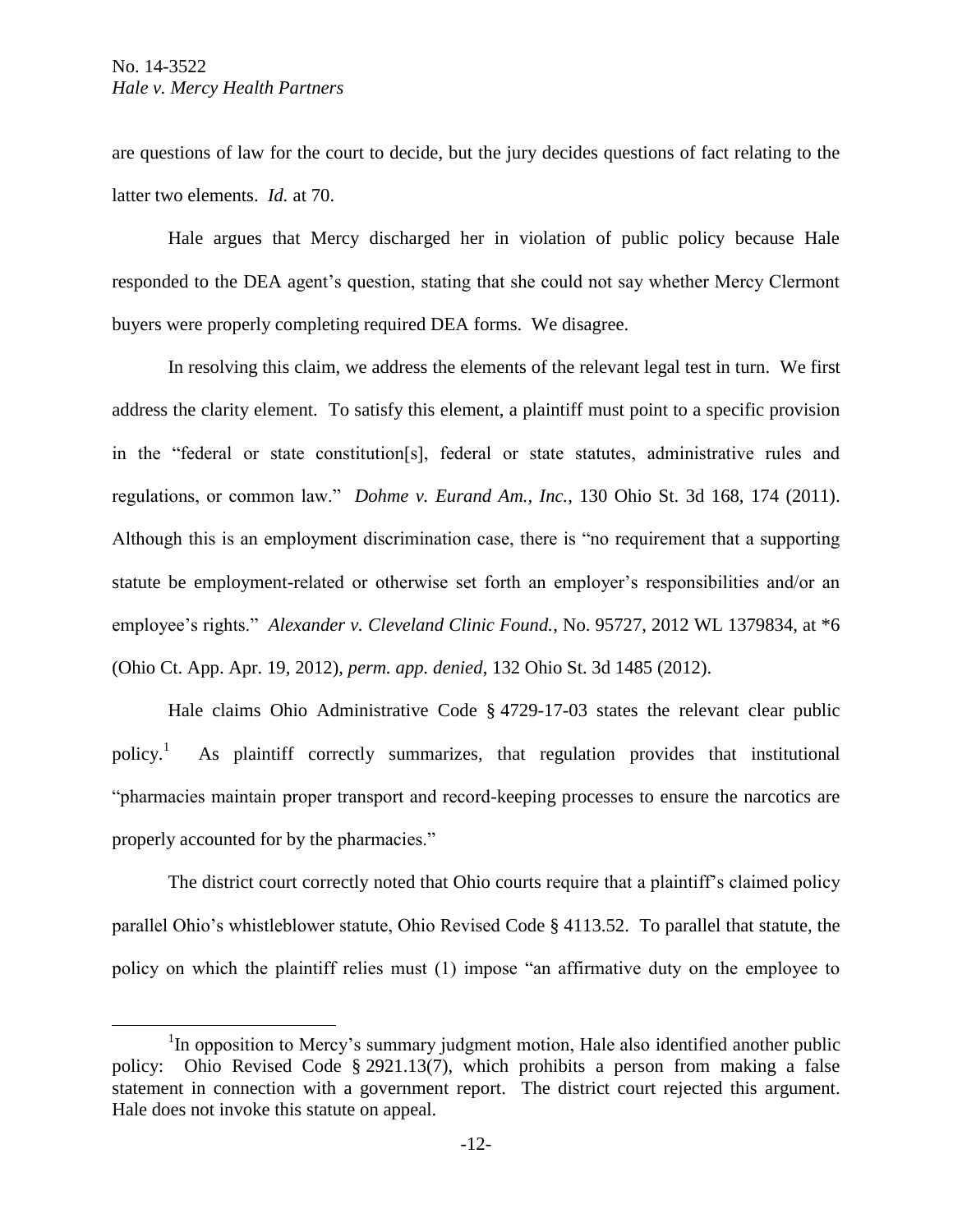are questions of law for the court to decide, but the jury decides questions of fact relating to the latter two elements. *Id.* at 70.

Hale argues that Mercy discharged her in violation of public policy because Hale responded to the DEA agent's question, stating that she could not say whether Mercy Clermont buyers were properly completing required DEA forms. We disagree.

In resolving this claim, we address the elements of the relevant legal test in turn. We first address the clarity element. To satisfy this element, a plaintiff must point to a specific provision in the "federal or state constitution[s], federal or state statutes, administrative rules and regulations, or common law." *Dohme v. Eurand Am., Inc.*, 130 Ohio St. 3d 168, 174 (2011). Although this is an employment discrimination case, there is "no requirement that a supporting statute be employment-related or otherwise set forth an employer's responsibilities and/or an employee's rights." *Alexander v. Cleveland Clinic Found.*, No. 95727, 2012 WL 1379834, at *6 (Ohio Ct. App. Apr. 19, 2012), *perm. app. denied*, 132 Ohio St. 3d 1485 (2012).

Hale claims Ohio Administrative Code § 4729-17-03 states the relevant clear public policy.[1] As plaintiff correctly summarizes, that regulation provides that institutional "pharmacies maintain proper transport and record-keeping processes to ensure the narcotics are properly accounted for by the pharmacies."

The district court correctly noted that Ohio courts require that a plaintiff's claimed policy parallel Ohio's whistleblower statute, Ohio Revised Code § 4113.52. To parallel that statute, the policy on which the plaintiff relies must (1) impose "an affirmative duty on the employee to

[1] In opposition to Mercy's summary judgment motion, Hale also identified another public policy: Ohio Revised Code § 2921.13(7), which prohibits a person from making a false statement in connection with a government report. The district court rejected this argument. Hale does not invoke this statute on appeal.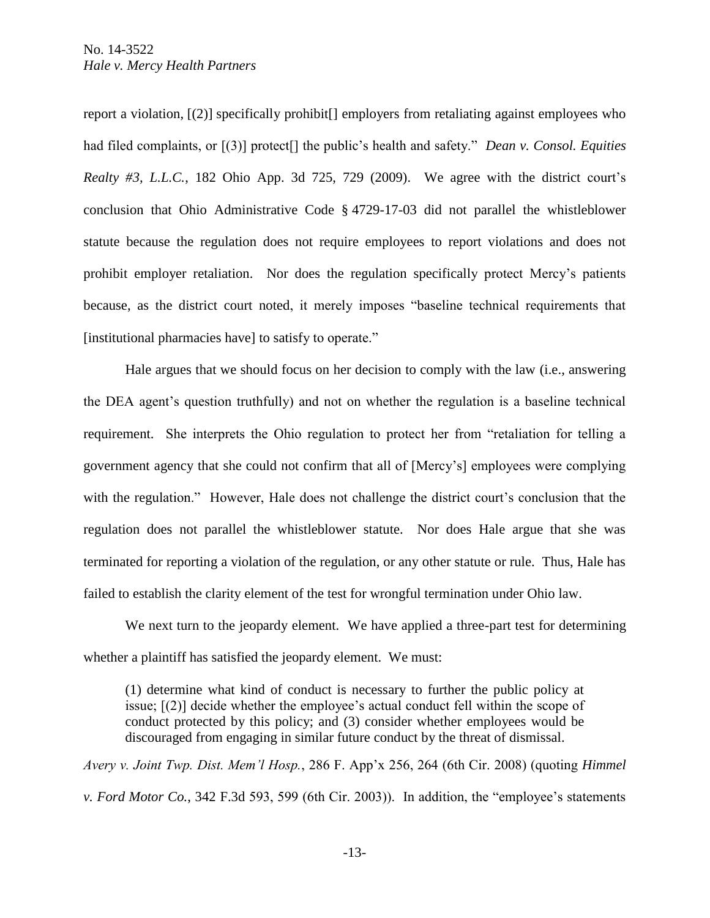report a violation, [(2)] specifically prohibit[] employers from retaliating against employees who had filed complaints, or [(3)] protect[] the public's health and safety." *Dean v. Consol. Equities Realty #3, L.L.C.*, 182 Ohio App. 3d 725, 729 (2009). We agree with the district court's conclusion that Ohio Administrative Code § 4729-17-03 did not parallel the whistleblower statute because the regulation does not require employees to report violations and does not prohibit employer retaliation. Nor does the regulation specifically protect Mercy's patients because, as the district court noted, it merely imposes "baseline technical requirements that [institutional pharmacies have] to satisfy to operate."

Hale argues that we should focus on her decision to comply with the law (i.e., answering the DEA agent's question truthfully) and not on whether the regulation is a baseline technical requirement. She interprets the Ohio regulation to protect her from "retaliation for telling a government agency that she could not confirm that all of [Mercy's] employees were complying with the regulation." However, Hale does not challenge the district court's conclusion that the regulation does not parallel the whistleblower statute. Nor does Hale argue that she was terminated for reporting a violation of the regulation, or any other statute or rule. Thus, Hale has failed to establish the clarity element of the test for wrongful termination under Ohio law.

We next turn to the jeopardy element. We have applied a three-part test for determining whether a plaintiff has satisfied the jeopardy element. We must:

> (1) determine what kind of conduct is necessary to further the public policy at issue; [(2)] decide whether the employee's actual conduct fell within the scope of conduct protected by this policy; and (3) consider whether employees would be discouraged from engaging in similar future conduct by the threat of dismissal.

*Avery v. Joint Twp. Dist. Mem'l Hosp.*, 286 F. App'x 256, 264 (6th Cir. 2008) (quoting *Himmel v. Ford Motor Co.*, 342 F.3d 593, 599 (6th Cir. 2003)). In addition, the "employee's statements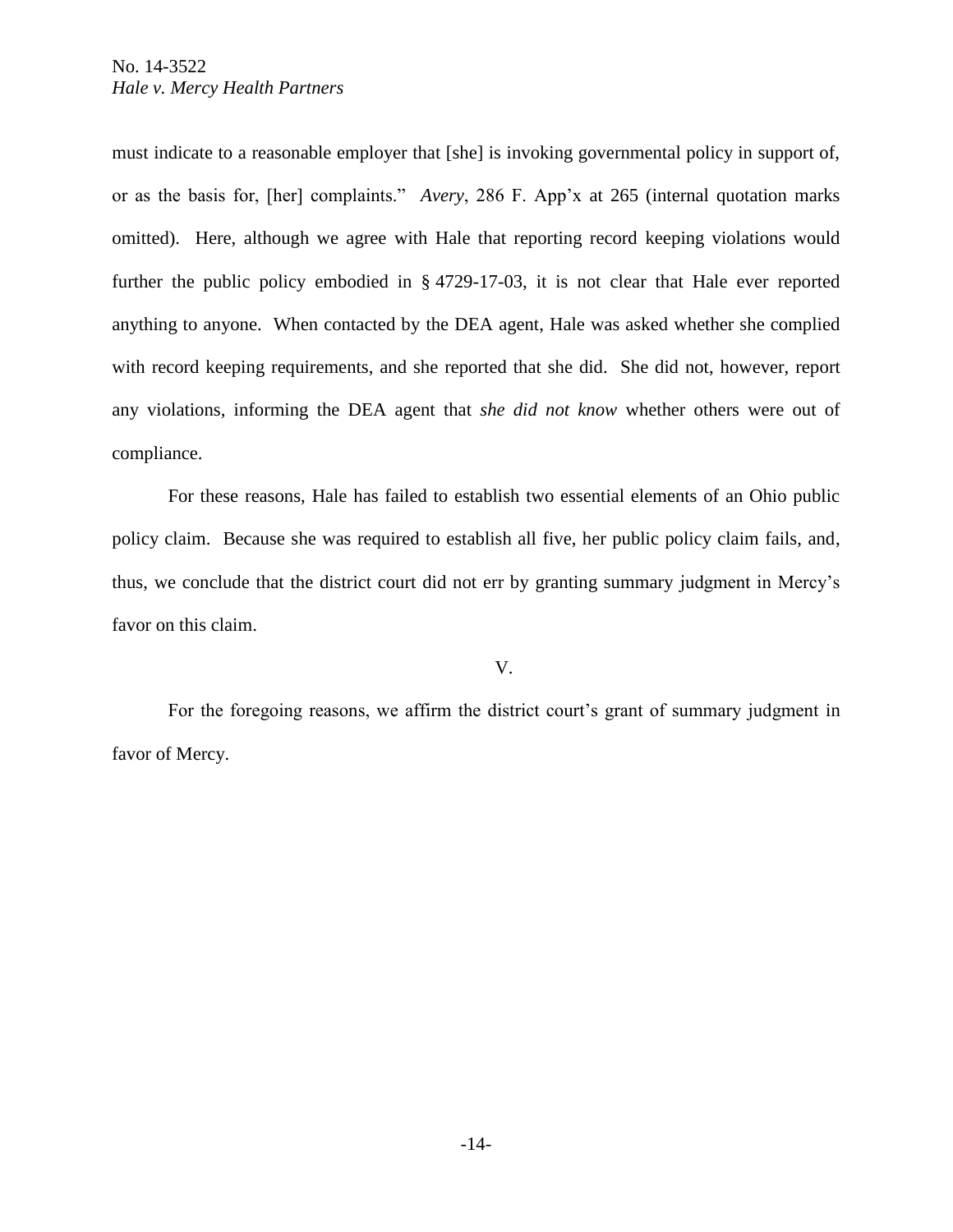must indicate to a reasonable employer that [she] is invoking governmental policy in support of, or as the basis for, [her] complaints." *Avery*, 286 F. App'x at 265 (internal quotation marks omitted). Here, although we agree with Hale that reporting record keeping violations would further the public policy embodied in § 4729-17-03, it is not clear that Hale ever reported anything to anyone. When contacted by the DEA agent, Hale was asked whether she complied with record keeping requirements, and she reported that she did. She did not, however, report any violations, informing the DEA agent that *she did not know* whether others were out of compliance.

For these reasons, Hale has failed to establish two essential elements of an Ohio public policy claim. Because she was required to establish all five, her public policy claim fails, and, thus, we conclude that the district court did not err by granting summary judgment in Mercy's favor on this claim.

## V.

For the foregoing reasons, we affirm the district court's grant of summary judgment in favor of Mercy.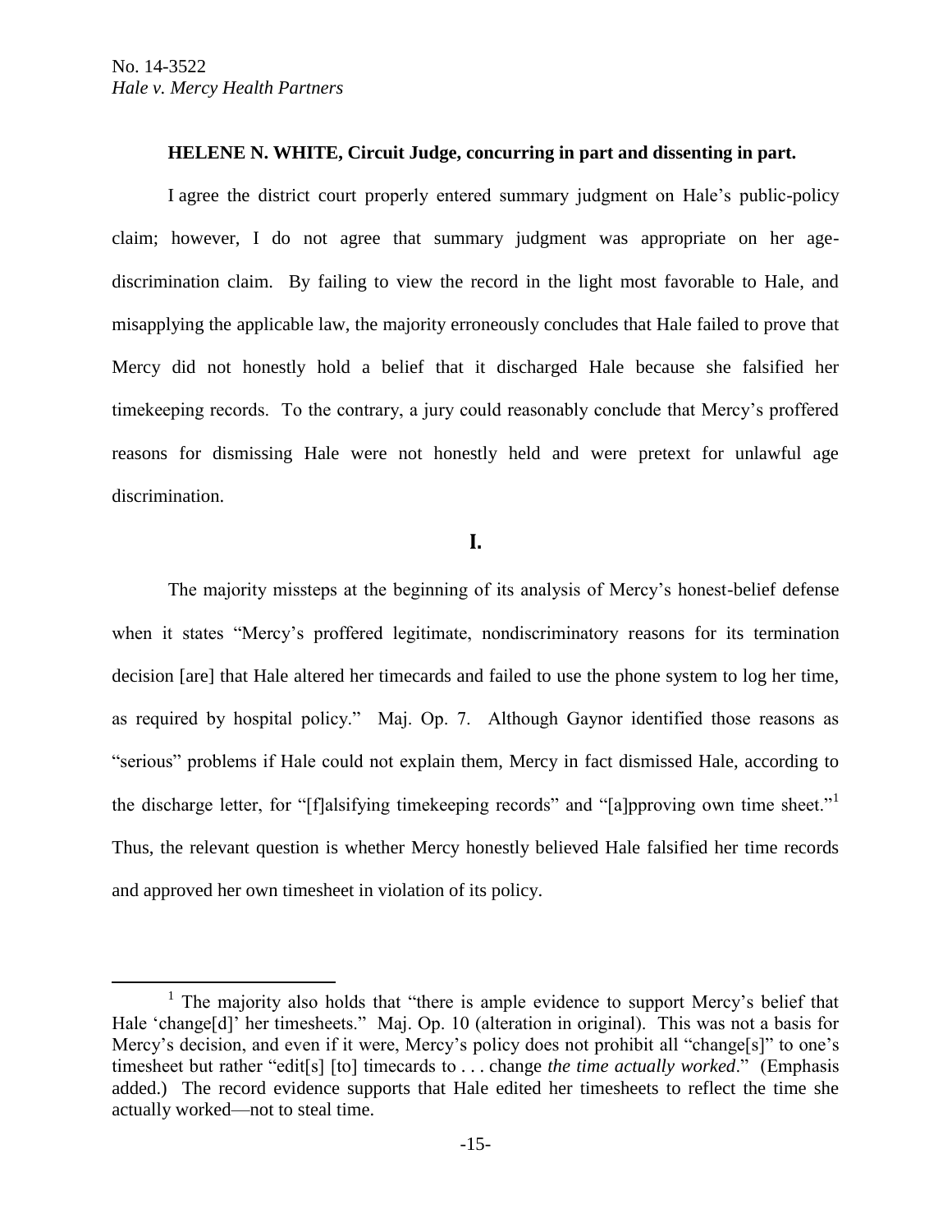**HELENE N. WHITE, Circuit Judge, concurring in part and dissenting in part.**

I agree the district court properly entered summary judgment on Hale's public-policy claim; however, I do not agree that summary judgment was appropriate on her age-discrimination claim. By failing to view the record in the light most favorable to Hale, and misapplying the applicable law, the majority erroneously concludes that Hale failed to prove that Mercy did not honestly hold a belief that it discharged Hale because she falsified her timekeeping records. To the contrary, a jury could reasonably conclude that Mercy's proffered reasons for dismissing Hale were not honestly held and were pretext for unlawful age discrimination.

## I.

The majority missteps at the beginning of its analysis of Mercy's honest-belief defense when it states "Mercy's proffered legitimate, nondiscriminatory reasons for its termination decision [are] that Hale altered her timecards and failed to use the phone system to log her time, as required by hospital policy." Maj. Op. 7. Although Gaynor identified those reasons as "serious" problems if Hale could not explain them, Mercy in fact dismissed Hale, according to the discharge letter, for "[f]alsifying timekeeping records" and "[a]pproving own time sheet."[1] Thus, the relevant question is whether Mercy honestly believed Hale falsified her time records and approved her own timesheet in violation of its policy.

---

[1] The majority also holds that "there is ample evidence to support Mercy's belief that Hale 'change[d]' her timesheets." Maj. Op. 10 (alteration in original). This was not a basis for Mercy's decision, and even if it were, Mercy's policy does not prohibit all "change[s]" to one's timesheet but rather "edit[s] [to] timecards to . . . change *the time actually worked*." (Emphasis added.) The record evidence supports that Hale edited her timesheets to reflect the time she actually worked—not to steal time.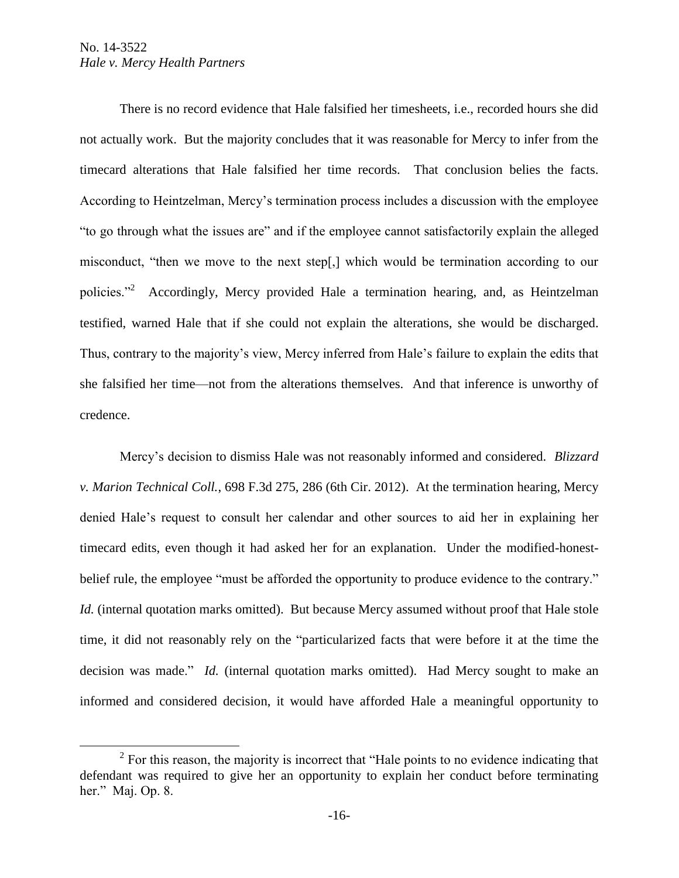There is no record evidence that Hale falsified her timesheets, i.e., recorded hours she did not actually work. But the majority concludes that it was reasonable for Mercy to infer from the timecard alterations that Hale falsified her time records. That conclusion belies the facts. According to Heintzelman, Mercy's termination process includes a discussion with the employee "to go through what the issues are" and if the employee cannot satisfactorily explain the alleged misconduct, "then we move to the next step[,] which would be termination according to our policies."[2] Accordingly, Mercy provided Hale a termination hearing, and, as Heintzelman testified, warned Hale that if she could not explain the alterations, she would be discharged. Thus, contrary to the majority's view, Mercy inferred from Hale's failure to explain the edits that she falsified her time—not from the alterations themselves. And that inference is unworthy of credence.

Mercy's decision to dismiss Hale was not reasonably informed and considered. *Blizzard v. Marion Technical Coll.*, 698 F.3d 275, 286 (6th Cir. 2012). At the termination hearing, Mercy denied Hale's request to consult her calendar and other sources to aid her in explaining her timecard edits, even though it had asked her for an explanation. Under the modified-honest-belief rule, the employee "must be afforded the opportunity to produce evidence to the contrary." *Id.* (internal quotation marks omitted). But because Mercy assumed without proof that Hale stole time, it did not reasonably rely on the "particularized facts that were before it at the time the decision was made." *Id.* (internal quotation marks omitted). Had Mercy sought to make an informed and considered decision, it would have afforded Hale a meaningful opportunity to

[2] For this reason, the majority is incorrect that "Hale points to no evidence indicating that defendant was required to give her an opportunity to explain her conduct before terminating her." Maj. Op. 8.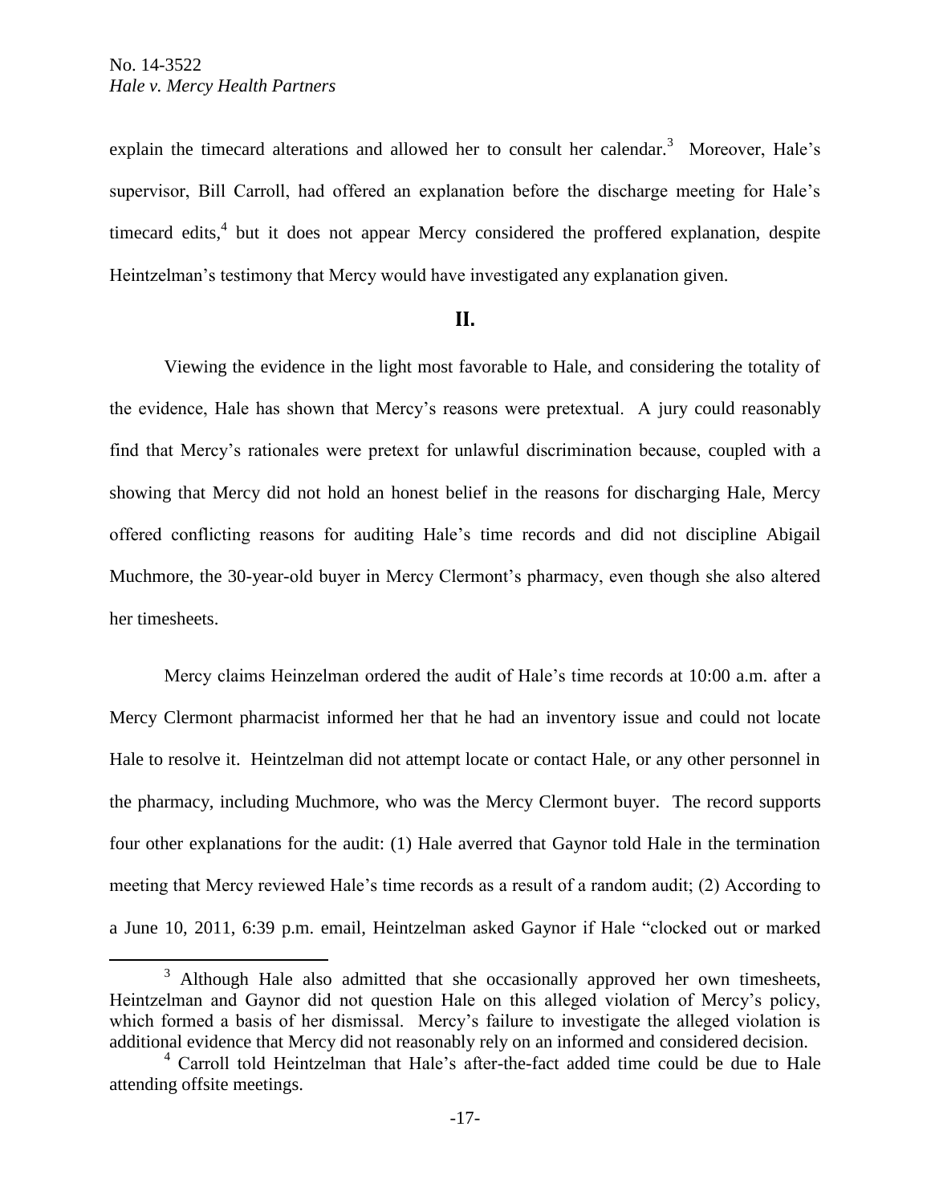explain the timecard alterations and allowed her to consult her calendar.[3] Moreover, Hale's supervisor, Bill Carroll, had offered an explanation before the discharge meeting for Hale's timecard edits,[4] but it does not appear Mercy considered the proffered explanation, despite Heintzelman's testimony that Mercy would have investigated any explanation given.

## II.

Viewing the evidence in the light most favorable to Hale, and considering the totality of the evidence, Hale has shown that Mercy's reasons were pretextual. A jury could reasonably find that Mercy's rationales were pretext for unlawful discrimination because, coupled with a showing that Mercy did not hold an honest belief in the reasons for discharging Hale, Mercy offered conflicting reasons for auditing Hale's time records and did not discipline Abigail Muchmore, the 30-year-old buyer in Mercy Clermont's pharmacy, even though she also altered her timesheets.

Mercy claims Heinzelman ordered the audit of Hale's time records at 10:00 a.m. after a Mercy Clermont pharmacist informed her that he had an inventory issue and could not locate Hale to resolve it. Heintzelman did not attempt locate or contact Hale, or any other personnel in the pharmacy, including Muchmore, who was the Mercy Clermont buyer. The record supports four other explanations for the audit: (1) Hale averred that Gaynor told Hale in the termination meeting that Mercy reviewed Hale's time records as a result of a random audit; (2) According to a June 10, 2011, 6:39 p.m. email, Heintzelman asked Gaynor if Hale "clocked out or marked

---

[3] Although Hale also admitted that she occasionally approved her own timesheets, Heintzelman and Gaynor did not question Hale on this alleged violation of Mercy's policy, which formed a basis of her dismissal. Mercy's failure to investigate the alleged violation is additional evidence that Mercy did not reasonably rely on an informed and considered decision.

[4] Carroll told Heintzelman that Hale's after-the-fact added time could be due to Hale attending offsite meetings.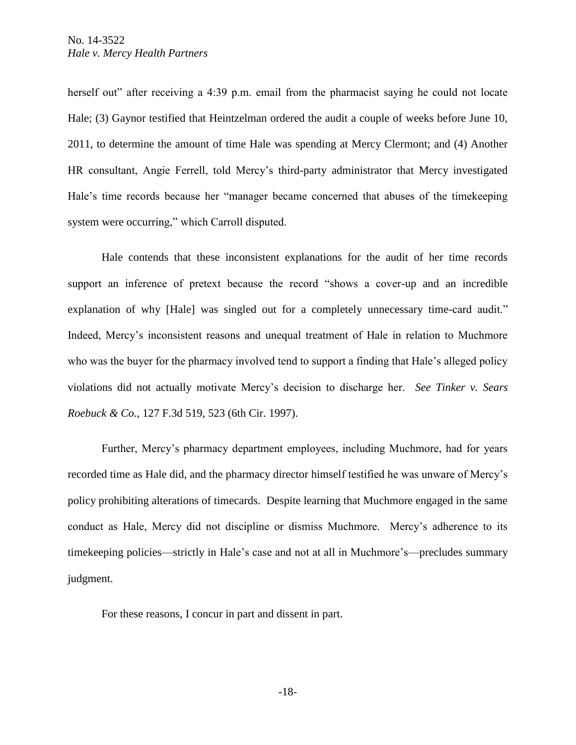herself out" after receiving a 4:39 p.m. email from the pharmacist saying he could not locate Hale; (3) Gaynor testified that Heintzelman ordered the audit a couple of weeks before June 10, 2011, to determine the amount of time Hale was spending at Mercy Clermont; and (4) Another HR consultant, Angie Ferrell, told Mercy's third-party administrator that Mercy investigated Hale's time records because her "manager became concerned that abuses of the timekeeping system were occurring," which Carroll disputed.

Hale contends that these inconsistent explanations for the audit of her time records support an inference of pretext because the record "shows a cover-up and an incredible explanation of why [Hale] was singled out for a completely unnecessary time-card audit." Indeed, Mercy's inconsistent reasons and unequal treatment of Hale in relation to Muchmore who was the buyer for the pharmacy involved tend to support a finding that Hale's alleged policy violations did not actually motivate Mercy's decision to discharge her. *See Tinker v. Sears Roebuck & Co.*, 127 F.3d 519, 523 (6th Cir. 1997).

Further, Mercy's pharmacy department employees, including Muchmore, had for years recorded time as Hale did, and the pharmacy director himself testified he was unware of Mercy's policy prohibiting alterations of timecards. Despite learning that Muchmore engaged in the same conduct as Hale, Mercy did not discipline or dismiss Muchmore. Mercy's adherence to its timekeeping policies—strictly in Hale's case and not at all in Muchmore's—precludes summary judgment.

For these reasons, I concur in part and dissent in part.